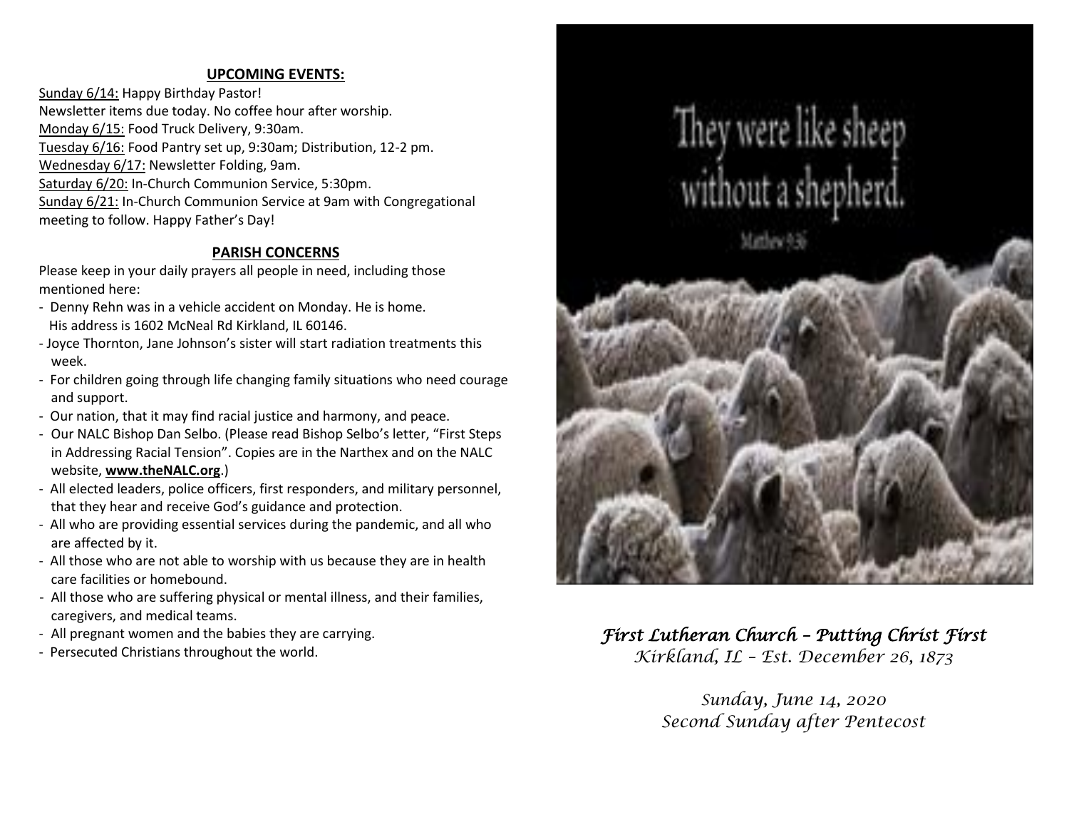## UPCOMING EVENTS:

Sunday 6/14: Happy Birthday Pastor!
Newsletter items due today. No coffee hour after worship.
Monday 6/15: Food Truck Delivery, 9:30am.
Tuesday 6/16: Food Pantry set up, 9:30am; Distribution, 12-2 pm.
Wednesday 6/17: Newsletter Folding, 9am.
Saturday 6/20: In-Church Communion Service, 5:30pm.
Sunday 6/21: In-Church Communion Service at 9am with Congregational meeting to follow. Happy Father's Day!

## PARISH CONCERNS

Please keep in your daily prayers all people in need, including those mentioned here:

- Denny Rehn was in a vehicle accident on Monday. He is home. His address is 1602 McNeal Rd Kirkland, IL 60146.
- Joyce Thornton, Jane Johnson's sister will start radiation treatments this week.
- For children going through life changing family situations who need courage and support.
- Our nation, that it may find racial justice and harmony, and peace.
- Our NALC Bishop Dan Selbo. (Please read Bishop Selbo's letter, "First Steps in Addressing Racial Tension". Copies are in the Narthex and on the NALC website, **www.theNALC.org**.)
- All elected leaders, police officers, first responders, and military personnel, that they hear and receive God's guidance and protection.
- All who are providing essential services during the pandemic, and all who are affected by it.
- All those who are not able to worship with us because they are in health care facilities or homebound.
- All those who are suffering physical or mental illness, and their families, caregivers, and medical teams.
- All pregnant women and the babies they are carrying.
- Persecuted Christians throughout the world.

They were like sheep without a shepherd.
Matthew 9:36

*First Lutheran Church – Putting Christ First*
*Kirkland, IL – Est. December 26, 1873*

*Sunday, June 14, 2020*
*Second Sunday after Pentecost*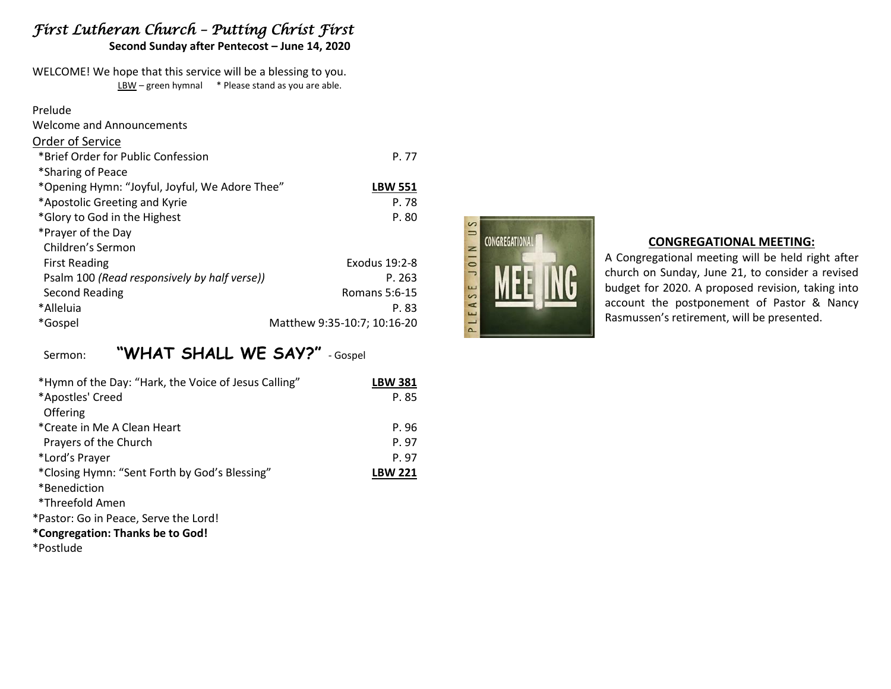# *First Lutheran Church – Putting Christ First*

**Second Sunday after Pentecost – June 14, 2020**

WELCOME! We hope that this service will be a blessing to you.

LBW – green hymnal * Please stand as you are able.

Prelude

Welcome and Announcements

Order of Service

| | |
|---|---|
| *Brief Order for Public Confession | P. 77 |
| *Sharing of Peace | |
| *Opening Hymn: "Joyful, Joyful, We Adore Thee" | **LBW 551** |
| *Apostolic Greeting and Kyrie | P. 78 |
| *Glory to God in the Highest | P. 80 |
| *Prayer of the Day | |
| Children's Sermon | |
| First Reading | Exodus 19:2-8 |
| Psalm 100 *(Read responsively by half verse))* | P. 263 |
| Second Reading | Romans 5:6-15 |
| *Alleluia | P. 83 |
| *Gospel | Matthew 9:35-10:7; 10:16-20 |

Sermon: **"WHAT SHALL WE SAY?"** - Gospel

| | |
|---|---|
| *Hymn of the Day: "Hark, the Voice of Jesus Calling" | **LBW 381** |
| *Apostles' Creed | P. 85 |
| Offering | |
| *Create in Me A Clean Heart | P. 96 |
| Prayers of the Church | P. 97 |
| *Lord's Prayer | P. 97 |
| *Closing Hymn: "Sent Forth by God's Blessing" | **LBW 221** |
| *Benediction | |
| *Threefold Amen | |

*Pastor: Go in Peace, Serve the Lord!

**\*Congregation: Thanks be to God!**

*Postlude

PLEASE JOIN US

CONGREGATIONAL MEETING

## CONGREGATIONAL MEETING:

A Congregational meeting will be held right after church on Sunday, June 21, to consider a revised budget for 2020. A proposed revision, taking into account the postponement of Pastor & Nancy Rasmussen's retirement, will be presented.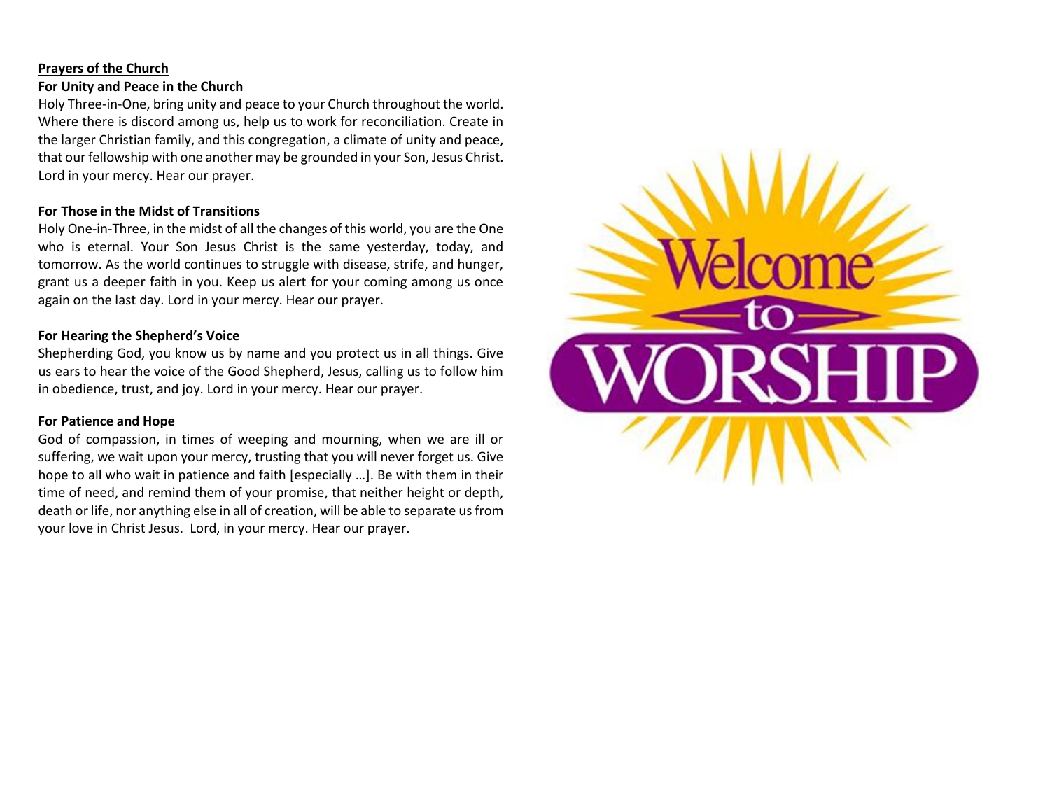## Prayers of the Church

**For Unity and Peace in the Church**

Holy Three-in-One, bring unity and peace to your Church throughout the world. Where there is discord among us, help us to work for reconciliation. Create in the larger Christian family, and this congregation, a climate of unity and peace, that our fellowship with one another may be grounded in your Son, Jesus Christ. Lord in your mercy. Hear our prayer.

**For Those in the Midst of Transitions**

Holy One-in-Three, in the midst of all the changes of this world, you are the One who is eternal. Your Son Jesus Christ is the same yesterday, today, and tomorrow. As the world continues to struggle with disease, strife, and hunger, grant us a deeper faith in you. Keep us alert for your coming among us once again on the last day. Lord in your mercy. Hear our prayer.

**For Hearing the Shepherd's Voice**

Shepherding God, you know us by name and you protect us in all things. Give us ears to hear the voice of the Good Shepherd, Jesus, calling us to follow him in obedience, trust, and joy. Lord in your mercy. Hear our prayer.

**For Patience and Hope**

God of compassion, in times of weeping and mourning, when we are ill or suffering, we wait upon your mercy, trusting that you will never forget us. Give hope to all who wait in patience and faith [especially …]. Be with them in their time of need, and remind them of your promise, that neither height or depth, death or life, nor anything else in all of creation, will be able to separate us from your love in Christ Jesus. Lord, in your mercy. Hear our prayer.

Welcome to WORSHIP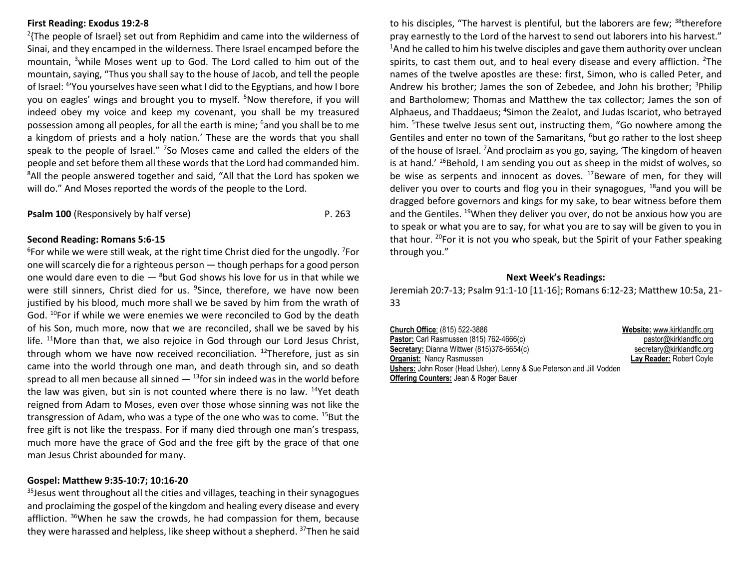**First Reading: Exodus 19:2-8**

[2]{The people of Israel} set out from Rephidim and came into the wilderness of Sinai, and they encamped in the wilderness. There Israel encamped before the mountain, [3]while Moses went up to God. The Lord called to him out of the mountain, saying, "Thus you shall say to the house of Jacob, and tell the people of Israel: [4]'You yourselves have seen what I did to the Egyptians, and how I bore you on eagles' wings and brought you to myself. [5]Now therefore, if you will indeed obey my voice and keep my covenant, you shall be my treasured possession among all peoples, for all the earth is mine; [6]and you shall be to me a kingdom of priests and a holy nation.' These are the words that you shall speak to the people of Israel." [7]So Moses came and called the elders of the people and set before them all these words that the Lord had commanded him. [8]All the people answered together and said, "All that the Lord has spoken we will do." And Moses reported the words of the people to the Lord.

**Psalm 100** (Responsively by half verse) P. 263

**Second Reading: Romans 5:6-15**

[6]For while we were still weak, at the right time Christ died for the ungodly. [7]For one will scarcely die for a righteous person — though perhaps for a good person one would dare even to die — [8]but God shows his love for us in that while we were still sinners, Christ died for us. [9]Since, therefore, we have now been justified by his blood, much more shall we be saved by him from the wrath of God. [10]For if while we were enemies we were reconciled to God by the death of his Son, much more, now that we are reconciled, shall we be saved by his life. [11]More than that, we also rejoice in God through our Lord Jesus Christ, through whom we have now received reconciliation. [12]Therefore, just as sin came into the world through one man, and death through sin, and so death spread to all men because all sinned — [13]for sin indeed was in the world before the law was given, but sin is not counted where there is no law. [14]Yet death reigned from Adam to Moses, even over those whose sinning was not like the transgression of Adam, who was a type of the one who was to come. [15]But the free gift is not like the trespass. For if many died through one man's trespass, much more have the grace of God and the free gift by the grace of that one man Jesus Christ abounded for many.

**Gospel: Matthew 9:35-10:7; 10:16-20**

[35]Jesus went throughout all the cities and villages, teaching in their synagogues and proclaiming the gospel of the kingdom and healing every disease and every affliction. [36]When he saw the crowds, he had compassion for them, because they were harassed and helpless, like sheep without a shepherd. [37]Then he said to his disciples, "The harvest is plentiful, but the laborers are few; [38]therefore pray earnestly to the Lord of the harvest to send out laborers into his harvest." [1]And he called to him his twelve disciples and gave them authority over unclean spirits, to cast them out, and to heal every disease and every affliction. [2]The names of the twelve apostles are these: first, Simon, who is called Peter, and Andrew his brother; James the son of Zebedee, and John his brother; [3]Philip and Bartholomew; Thomas and Matthew the tax collector; James the son of Alphaeus, and Thaddaeus; [4]Simon the Zealot, and Judas Iscariot, who betrayed him. [5]These twelve Jesus sent out, instructing them, "Go nowhere among the Gentiles and enter no town of the Samaritans, [6]but go rather to the lost sheep of the house of Israel. [7]And proclaim as you go, saying, 'The kingdom of heaven is at hand.' [16]Behold, I am sending you out as sheep in the midst of wolves, so be wise as serpents and innocent as doves. [17]Beware of men, for they will deliver you over to courts and flog you in their synagogues, [18]and you will be dragged before governors and kings for my sake, to bear witness before them and the Gentiles. [19]When they deliver you over, do not be anxious how you are to speak or what you are to say, for what you are to say will be given to you in that hour. [20]For it is not you who speak, but the Spirit of your Father speaking through you."

**Next Week's Readings:**

Jeremiah 20:7-13; Psalm 91:1-10 [11-16]; Romans 6:12-23; Matthew 10:5a, 21-33

**Church Office**: (815) 522-3886
**Website:** www.kirklandflc.org
**Pastor:** Carl Rasmussen (815) 762-4666(c) pastor@kirklandflc.org
**Secretary:** Dianna Wittwer (815)378-6654(c) secretary@kirklandflc.org
**Organist:** Nancy Rasmussen
**Lay Reader:** Robert Coyle
**Ushers:** John Roser (Head Usher), Lenny & Sue Peterson and Jill Vodden
**Offering Counters:** Jean & Roger Bauer